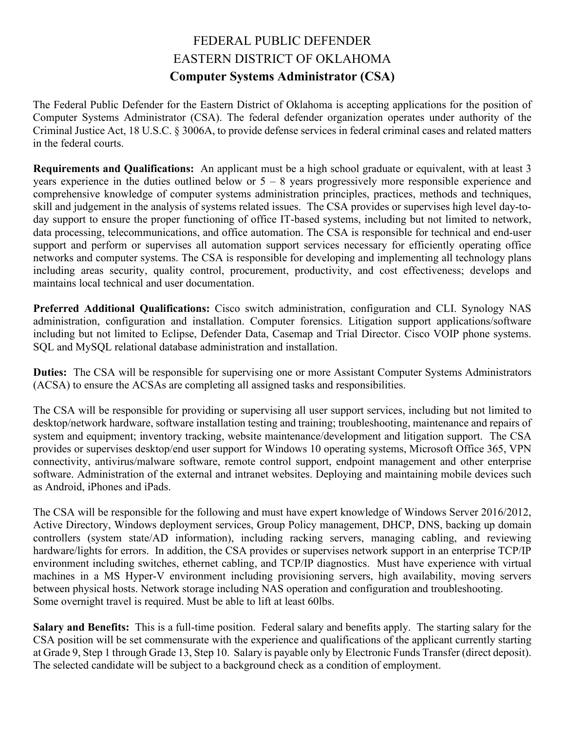# FEDERAL PUBLIC DEFENDER
# EASTERN DISTRICT OF OKLAHOMA
## Computer Systems Administrator (CSA)

The Federal Public Defender for the Eastern District of Oklahoma is accepting applications for the position of Computer Systems Administrator (CSA). The federal defender organization operates under authority of the Criminal Justice Act, 18 U.S.C. § 3006A, to provide defense services in federal criminal cases and related matters in the federal courts.

**Requirements and Qualifications:** An applicant must be a high school graduate or equivalent, with at least 3 years experience in the duties outlined below or 5 – 8 years progressively more responsible experience and comprehensive knowledge of computer systems administration principles, practices, methods and techniques, skill and judgement in the analysis of systems related issues. The CSA provides or supervises high level day-to-day support to ensure the proper functioning of office IT-based systems, including but not limited to network, data processing, telecommunications, and office automation. The CSA is responsible for technical and end-user support and perform or supervises all automation support services necessary for efficiently operating office networks and computer systems. The CSA is responsible for developing and implementing all technology plans including areas security, quality control, procurement, productivity, and cost effectiveness; develops and maintains local technical and user documentation.

**Preferred Additional Qualifications:** Cisco switch administration, configuration and CLI. Synology NAS administration, configuration and installation. Computer forensics. Litigation support applications/software including but not limited to Eclipse, Defender Data, Casemap and Trial Director. Cisco VOIP phone systems. SQL and MySQL relational database administration and installation.

**Duties:** The CSA will be responsible for supervising one or more Assistant Computer Systems Administrators (ACSA) to ensure the ACSAs are completing all assigned tasks and responsibilities.

The CSA will be responsible for providing or supervising all user support services, including but not limited to desktop/network hardware, software installation testing and training; troubleshooting, maintenance and repairs of system and equipment; inventory tracking, website maintenance/development and litigation support. The CSA provides or supervises desktop/end user support for Windows 10 operating systems, Microsoft Office 365, VPN connectivity, antivirus/malware software, remote control support, endpoint management and other enterprise software. Administration of the external and intranet websites. Deploying and maintaining mobile devices such as Android, iPhones and iPads.

The CSA will be responsible for the following and must have expert knowledge of Windows Server 2016/2012, Active Directory, Windows deployment services, Group Policy management, DHCP, DNS, backing up domain controllers (system state/AD information), including racking servers, managing cabling, and reviewing hardware/lights for errors. In addition, the CSA provides or supervises network support in an enterprise TCP/IP environment including switches, ethernet cabling, and TCP/IP diagnostics. Must have experience with virtual machines in a MS Hyper-V environment including provisioning servers, high availability, moving servers between physical hosts. Network storage including NAS operation and configuration and troubleshooting.
Some overnight travel is required. Must be able to lift at least 60lbs.

**Salary and Benefits:** This is a full-time position. Federal salary and benefits apply. The starting salary for the CSA position will be set commensurate with the experience and qualifications of the applicant currently starting at Grade 9, Step 1 through Grade 13, Step 10. Salary is payable only by Electronic Funds Transfer (direct deposit). The selected candidate will be subject to a background check as a condition of employment.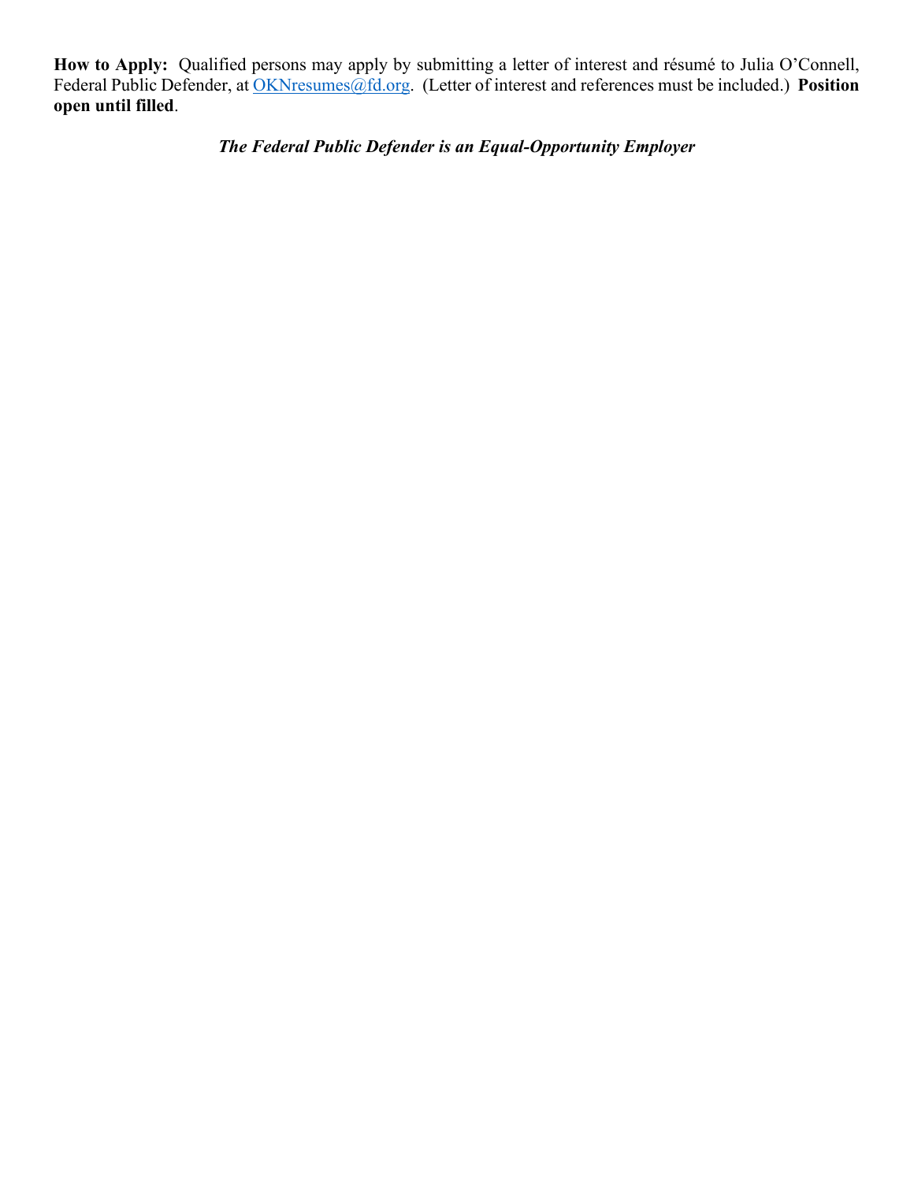**How to Apply:** Qualified persons may apply by submitting a letter of interest and résumé to Julia O'Connell, Federal Public Defender, at OKNresumes@fd.org. (Letter of interest and references must be included.) **Position open until filled**.

***The Federal Public Defender is an Equal-Opportunity Employer***